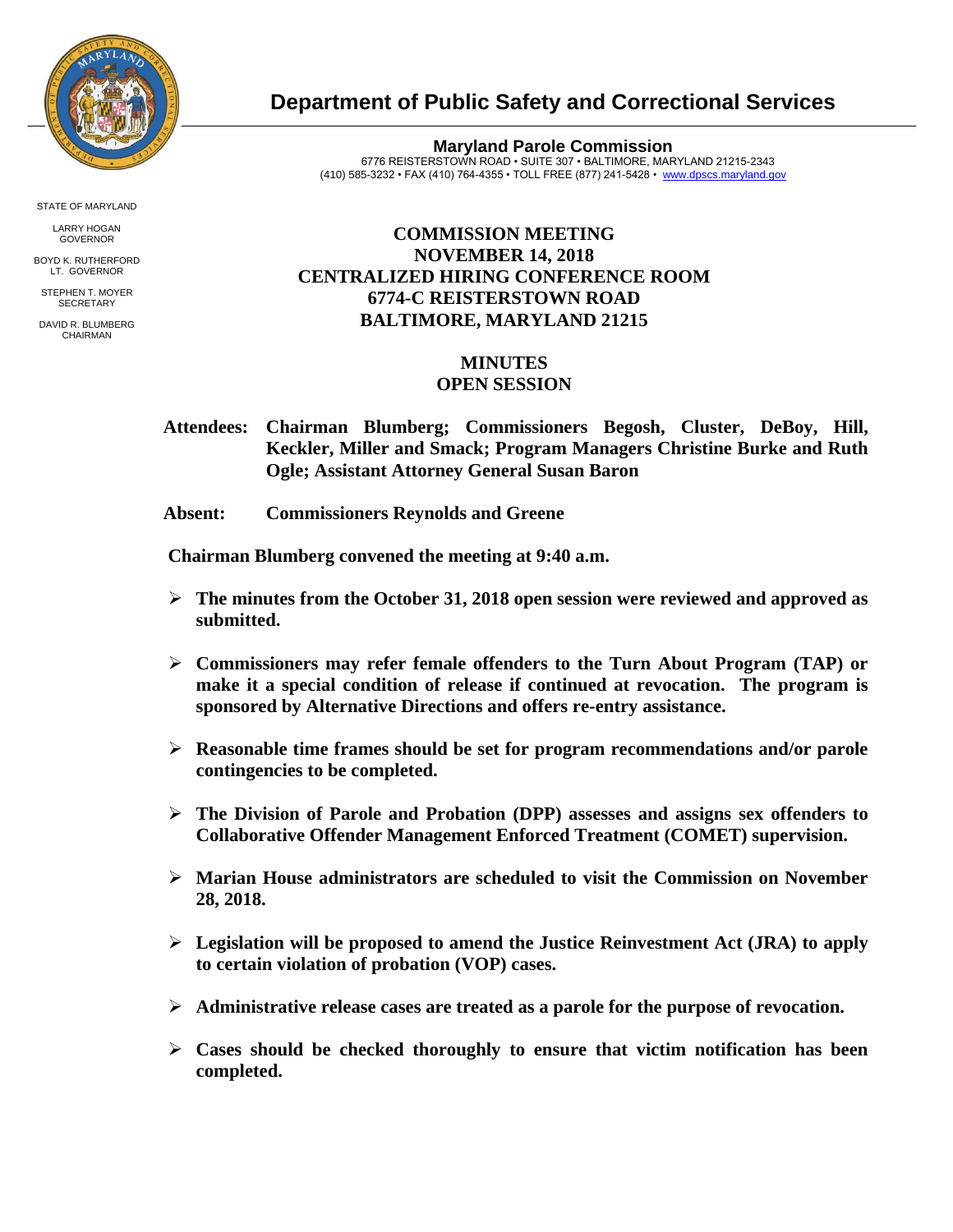# Department of Public Safety and Correctional Services

**Maryland Parole Commission**
6776 REISTERSTOWN ROAD • SUITE 307 • BALTIMORE, MARYLAND 21215-2343
(410) 585-3232 • FAX (410) 764-4355 • TOLL FREE (877) 241-5428 • www.dpscs.maryland.gov

STATE OF MARYLAND

LARRY HOGAN
GOVERNOR

BOYD K. RUTHERFORD
LT. GOVERNOR

STEPHEN T. MOYER
SECRETARY

DAVID R. BLUMBERG
CHAIRMAN

## COMMISSION MEETING
## NOVEMBER 14, 2018
## CENTRALIZED HIRING CONFERENCE ROOM
## 6774-C REISTERSTOWN ROAD
## BALTIMORE, MARYLAND 21215

## MINUTES
## OPEN SESSION

**Attendees: Chairman Blumberg; Commissioners Begosh, Cluster, DeBoy, Hill, Keckler, Miller and Smack; Program Managers Christine Burke and Ruth Ogle; Assistant Attorney General Susan Baron**

**Absent: Commissioners Reynolds and Greene**

**Chairman Blumberg convened the meeting at 9:40 a.m.**

- **The minutes from the October 31, 2018 open session were reviewed and approved as submitted.**
- **Commissioners may refer female offenders to the Turn About Program (TAP) or make it a special condition of release if continued at revocation. The program is sponsored by Alternative Directions and offers re-entry assistance.**
- **Reasonable time frames should be set for program recommendations and/or parole contingencies to be completed.**
- **The Division of Parole and Probation (DPP) assesses and assigns sex offenders to Collaborative Offender Management Enforced Treatment (COMET) supervision.**
- **Marian House administrators are scheduled to visit the Commission on November 28, 2018.**
- **Legislation will be proposed to amend the Justice Reinvestment Act (JRA) to apply to certain violation of probation (VOP) cases.**
- **Administrative release cases are treated as a parole for the purpose of revocation.**
- **Cases should be checked thoroughly to ensure that victim notification has been completed.**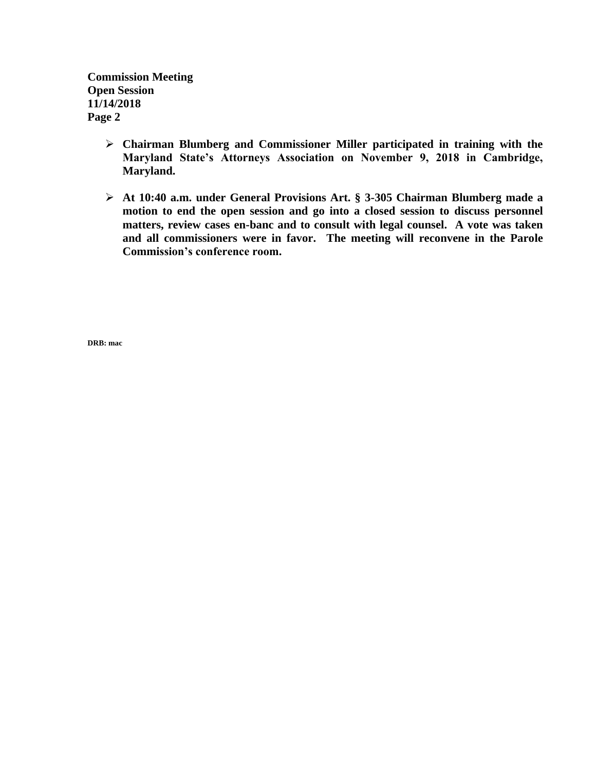- **Chairman Blumberg and Commissioner Miller participated in training with the Maryland State's Attorneys Association on November 9, 2018 in Cambridge, Maryland.**

- **At 10:40 a.m. under General Provisions Art. § 3-305 Chairman Blumberg made a motion to end the open session and go into a closed session to discuss personnel matters, review cases en-banc and to consult with legal counsel. A vote was taken and all commissioners were in favor. The meeting will reconvene in the Parole Commission's conference room.**

**DRB: mac**